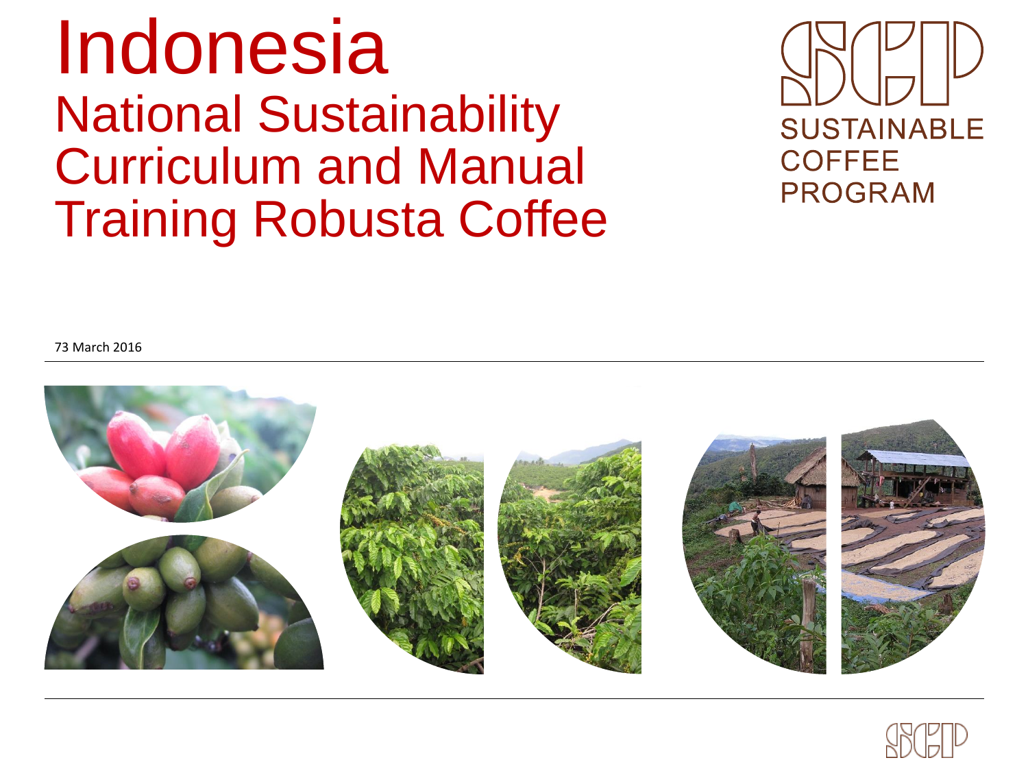# Indonesia

## National Sustainability Curriculum and Manual Training Robusta Coffee

SUSTAINABLE COFFEE PROGRAM

73 March 2016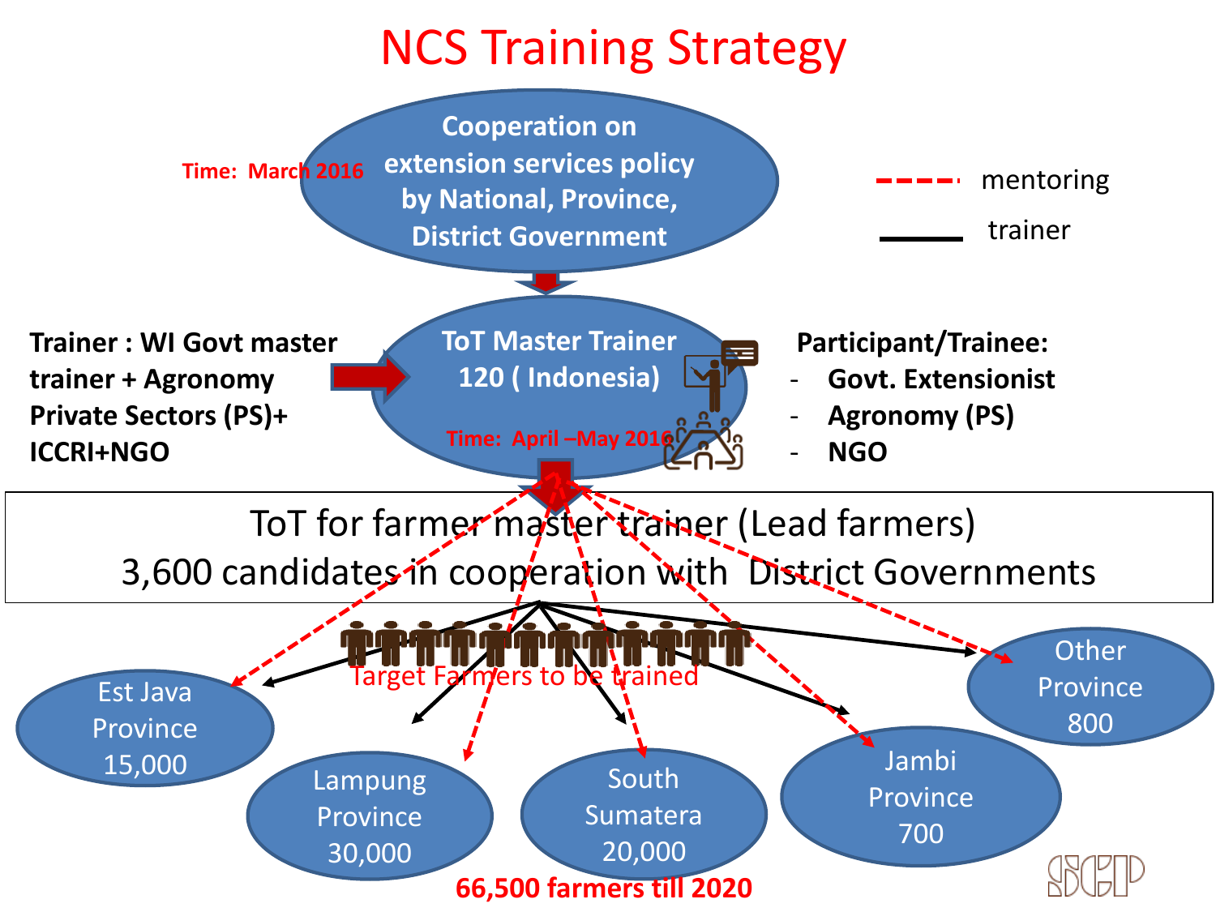# NCS Training Strategy

Time: March 2016

**Cooperation on extension services policy by National, Province, District Government**

- - - - mentoring

——— trainer

**Trainer : WI Govt master trainer + Agronomy Private Sectors (PS)+ ICCRI+NGO**

**ToT Master Trainer 120 ( Indonesia)**

Time: April –May 2016

**Participant/Trainee:**

- **Govt. Extensionist**
- **Agronomy (PS)**
- **NGO**

ToT for farmer master trainer (Lead farmers)
3,600 candidates in cooperation with District Governments

Target Farmers to be trained

- Est Java Province 15,000
- Lampung Province 30,000
- South Sumatera 20,000
- Jambi Province 700
- Other Province 800

**66,500 farmers till 2020**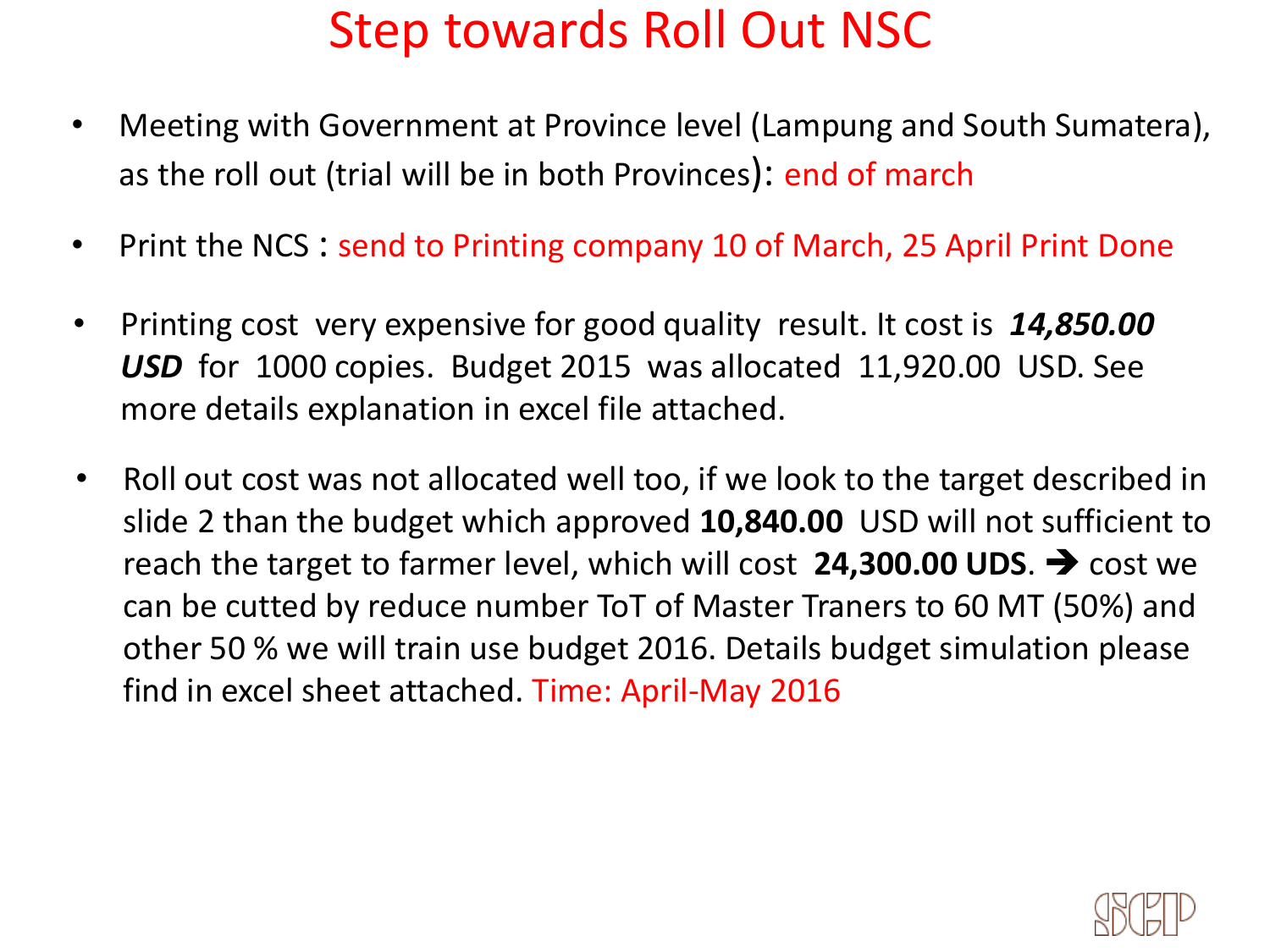# Step towards Roll Out NSC

- Meeting with Government at Province level (Lampung and South Sumatera), as the roll out (trial will be in both Provinces): end of march
- Print the NCS : send to Printing company 10 of March, 25 April Print Done
- Printing cost very expensive for good quality result. It cost is ***14,850.00 USD*** for 1000 copies. Budget 2015 was allocated 11,920.00 USD. See more details explanation in excel file attached.
- Roll out cost was not allocated well too, if we look to the target described in slide 2 than the budget which approved **10,840.00** USD will not sufficient to reach the target to farmer level, which will cost **24,300.00 UDS**. ➔ cost we can be cutted by reduce number ToT of Master Traners to 60 MT (50%) and other 50 % we will train use budget 2016. Details budget simulation please find in excel sheet attached. Time: April-May 2016